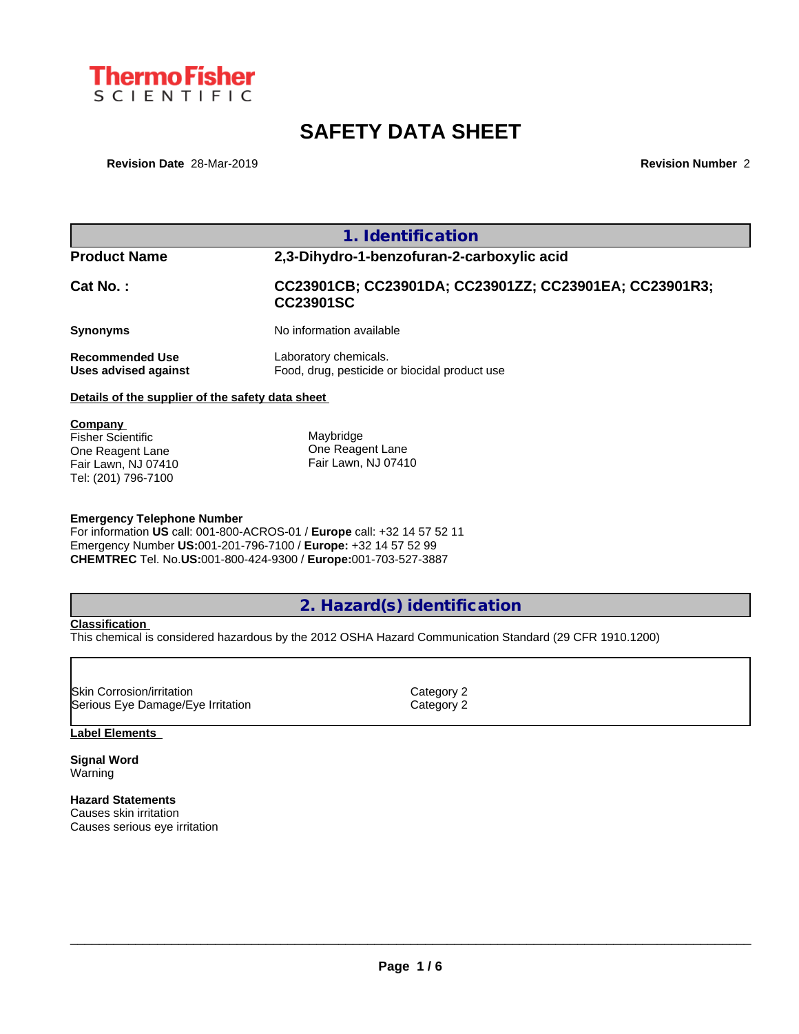**Thermo Fisher SCIENTIFIC**

# SAFETY DATA SHEET

**Revision Date** 28-Mar-2019 **Revision Number** 2

## 1. Identification

| | |
|---|---|
| **Product Name** | **2,3-Dihydro-1-benzofuran-2-carboxylic acid** |
| **Cat No. :** | **CC23901CB; CC23901DA; CC23901ZZ; CC23901EA; CC23901R3; CC23901SC** |
| **Synonyms** | No information available |
| **Recommended Use** | Laboratory chemicals. |
| **Uses advised against** | Food, drug, pesticide or biocidal product use |

**Details of the supplier of the safety data sheet**

**Company**
Fisher Scientific
One Reagent Lane
Fair Lawn, NJ 07410
Tel: (201) 796-7100

Maybridge
One Reagent Lane
Fair Lawn, NJ 07410

**Emergency Telephone Number**
For information **US** call: 001-800-ACROS-01 / **Europe** call: +32 14 57 52 11
Emergency Number **US:**001-201-796-7100 / **Europe:** +32 14 57 52 99
**CHEMTREC** Tel. No.**US:**001-800-424-9300 / **Europe:**001-703-527-3887

## 2. Hazard(s) identification

**Classification**
This chemical is considered hazardous by the 2012 OSHA Hazard Communication Standard (29 CFR 1910.1200)

| | |
|---|---|
| Skin Corrosion/irritation | Category 2 |
| Serious Eye Damage/Eye Irritation | Category 2 |

**Label Elements**

**Signal Word**
Warning

**Hazard Statements**
Causes skin irritation
Causes serious eye irritation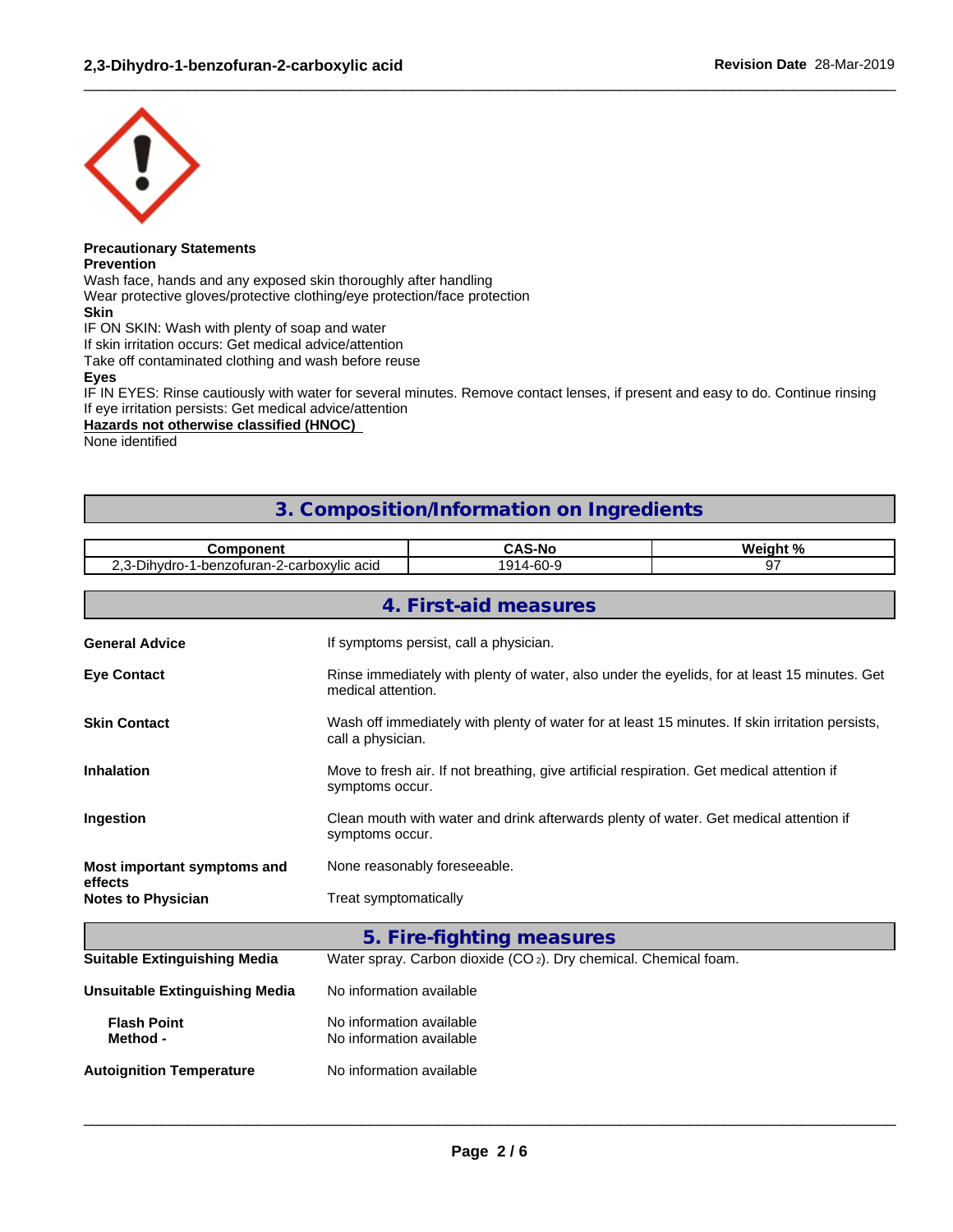**Precautionary Statements**
**Prevention**
Wash face, hands and any exposed skin thoroughly after handling
Wear protective gloves/protective clothing/eye protection/face protection
**Skin**
IF ON SKIN: Wash with plenty of soap and water
If skin irritation occurs: Get medical advice/attention
Take off contaminated clothing and wash before reuse
**Eyes**
IF IN EYES: Rinse cautiously with water for several minutes. Remove contact lenses, if present and easy to do. Continue rinsing
If eye irritation persists: Get medical advice/attention
**Hazards not otherwise classified (HNOC)**
None identified

## 3. Composition/Information on Ingredients

| Component | CAS-No | Weight % |
|---|---|---|
| 2,3-Dihydro-1-benzofuran-2-carboxylic acid | 1914-60-9 | 97 |

## 4. First-aid measures

**General Advice** If symptoms persist, call a physician.

**Eye Contact** Rinse immediately with plenty of water, also under the eyelids, for at least 15 minutes. Get medical attention.

**Skin Contact** Wash off immediately with plenty of water for at least 15 minutes. If skin irritation persists, call a physician.

**Inhalation** Move to fresh air. If not breathing, give artificial respiration. Get medical attention if symptoms occur.

**Ingestion** Clean mouth with water and drink afterwards plenty of water. Get medical attention if symptoms occur.

**Most important symptoms and effects** None reasonably foreseeable.

**Notes to Physician** Treat symptomatically

## 5. Fire-fighting measures

**Suitable Extinguishing Media** Water spray. Carbon dioxide ($CO_2$). Dry chemical. Chemical foam.

**Unsuitable Extinguishing Media** No information available

**Flash Point** No information available
**Method -** No information available

**Autoignition Temperature** No information available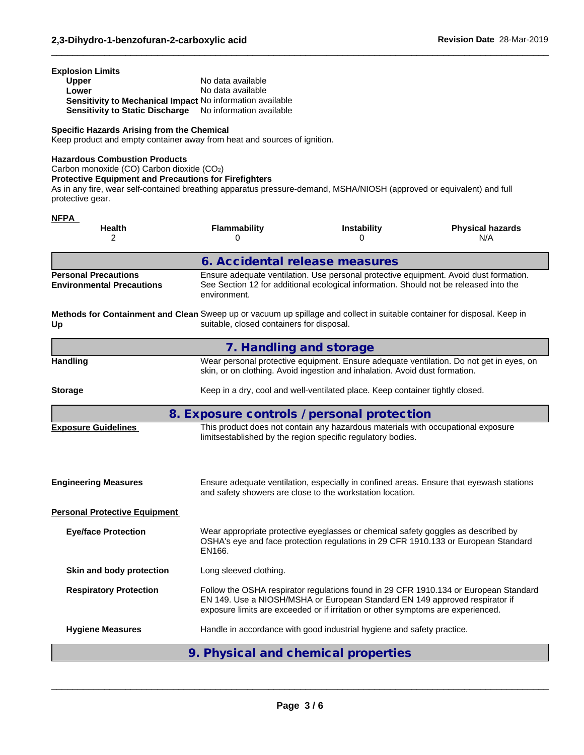**Explosion Limits**

| | |
|---|---|
| **Upper** | No data available |
| **Lower** | No data available |
| **Sensitivity to Mechanical Impact** | No information available |
| **Sensitivity to Static Discharge** | No information available |

**Specific Hazards Arising from the Chemical**
Keep product and empty container away from heat and sources of ignition.

**Hazardous Combustion Products**
Carbon monoxide (CO) Carbon dioxide ($CO_2$)

**Protective Equipment and Precautions for Firefighters**
As in any fire, wear self-contained breathing apparatus pressure-demand, MSHA/NIOSH (approved or equivalent) and full protective gear.

**NFPA**

| Health | Flammability | Instability | Physical hazards |
|---|---|---|---|
| 2 | 0 | 0 | N/A |

## 6. Accidental release measures

**Personal Precautions** Ensure adequate ventilation. Use personal protective equipment. Avoid dust formation.

**Environmental Precautions** See Section 12 for additional ecological information. Should not be released into the environment.

**Methods for Containment and Clean Up** Sweep up or vacuum up spillage and collect in suitable container for disposal. Keep in suitable, closed containers for disposal.

## 7. Handling and storage

**Handling** Wear personal protective equipment. Ensure adequate ventilation. Do not get in eyes, on skin, or on clothing. Avoid ingestion and inhalation. Avoid dust formation.

**Storage** Keep in a dry, cool and well-ventilated place. Keep container tightly closed.

## 8. Exposure controls / personal protection

**Exposure Guidelines** This product does not contain any hazardous materials with occupational exposure limitsestablished by the region specific regulatory bodies.

**Engineering Measures** Ensure adequate ventilation, especially in confined areas. Ensure that eyewash stations and safety showers are close to the workstation location.

**Personal Protective Equipment**

**Eye/face Protection** Wear appropriate protective eyeglasses or chemical safety goggles as described by OSHA's eye and face protection regulations in 29 CFR 1910.133 or European Standard EN166.

**Skin and body protection** Long sleeved clothing.

**Respiratory Protection** Follow the OSHA respirator regulations found in 29 CFR 1910.134 or European Standard EN 149. Use a NIOSH/MSHA or European Standard EN 149 approved respirator if exposure limits are exceeded or if irritation or other symptoms are experienced.

**Hygiene Measures** Handle in accordance with good industrial hygiene and safety practice.

## 9. Physical and chemical properties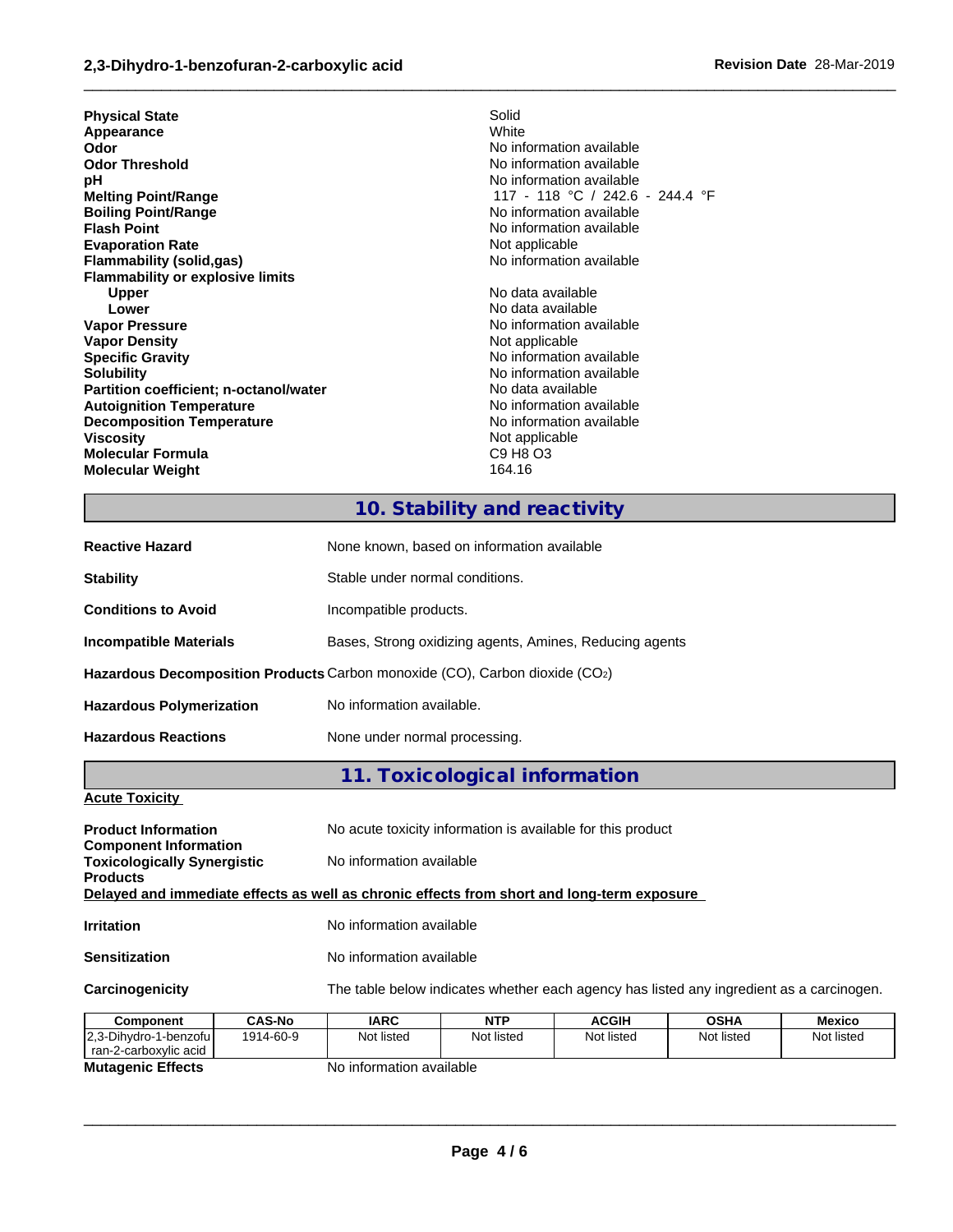| | |
|---|---|
| **Physical State** | Solid |
| **Appearance** | White |
| **Odor** | No information available |
| **Odor Threshold** | No information available |
| **pH** | No information available |
| **Melting Point/Range** | 117 - 118 °C / 242.6 - 244.4 °F |
| **Boiling Point/Range** | No information available |
| **Flash Point** | No information available |
| **Evaporation Rate** | Not applicable |
| **Flammability (solid,gas)** | No information available |
| **Flammability or explosive limits** | |
| **Upper** | No data available |
| **Lower** | No data available |
| **Vapor Pressure** | No information available |
| **Vapor Density** | Not applicable |
| **Specific Gravity** | No information available |
| **Solubility** | No information available |
| **Partition coefficient; n-octanol/water** | No data available |
| **Autoignition Temperature** | No information available |
| **Decomposition Temperature** | No information available |
| **Viscosity** | Not applicable |
| **Molecular Formula** | C9 H8 O3 |
| **Molecular Weight** | 164.16 |

## 10. Stability and reactivity

**Reactive Hazard** None known, based on information available

**Stability** Stable under normal conditions.

**Conditions to Avoid** Incompatible products.

**Incompatible Materials** Bases, Strong oxidizing agents, Amines, Reducing agents

**Hazardous Decomposition Products** Carbon monoxide (CO), Carbon dioxide ($CO_2$)

**Hazardous Polymerization** No information available.

**Hazardous Reactions** None under normal processing.

## 11. Toxicological information

**Acute Toxicity**

**Product Information** No acute toxicity information is available for this product

**Component Information**

**Toxicologically Synergistic Products** No information available

**Delayed and immediate effects as well as chronic effects from short and long-term exposure**

**Irritation** No information available

**Sensitization** No information available

**Carcinogenicity** The table below indicates whether each agency has listed any ingredient as a carcinogen.

| Component | CAS-No | IARC | NTP | ACGIH | OSHA | Mexico |
|---|---|---|---|---|---|---|
| 2,3-Dihydro-1-benzofuran-2-carboxylic acid | 1914-60-9 | Not listed | Not listed | Not listed | Not listed | Not listed |

**Mutagenic Effects** No information available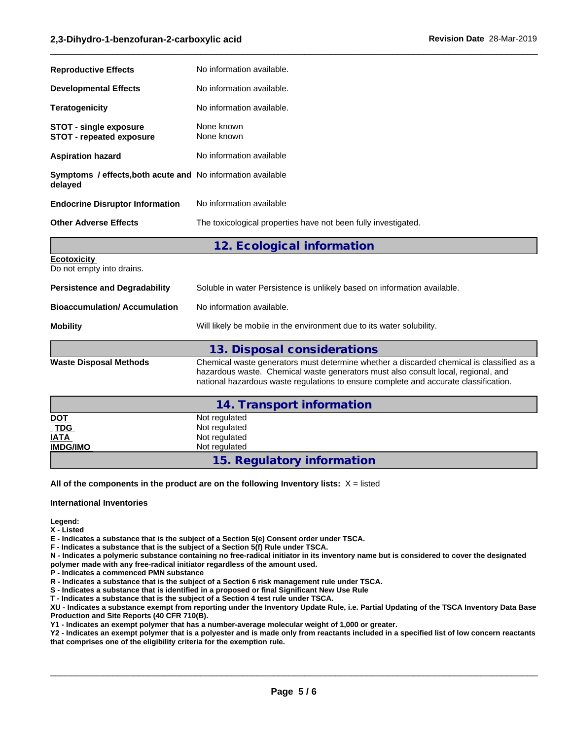| | |
|---|---|
| **Reproductive Effects** | No information available. |
| **Developmental Effects** | No information available. |
| **Teratogenicity** | No information available. |
| **STOT - single exposure** | None known |
| **STOT - repeated exposure** | None known |
| **Aspiration hazard** | No information available |
| **Symptoms / effects,both acute and delayed** | No information available |
| **Endocrine Disruptor Information** | No information available |
| **Other Adverse Effects** | The toxicological properties have not been fully investigated. |

## 12. Ecological information

**Ecotoxicity**
Do not empty into drains.

| | |
|---|---|
| **Persistence and Degradability** | Soluble in water Persistence is unlikely based on information available. |
| **Bioaccumulation/ Accumulation** | No information available. |
| **Mobility** | Will likely be mobile in the environment due to its water solubility. |

## 13. Disposal considerations

| | |
|---|---|
| **Waste Disposal Methods** | Chemical waste generators must determine whether a discarded chemical is classified as a hazardous waste. Chemical waste generators must also consult local, regional, and national hazardous waste regulations to ensure complete and accurate classification. |

## 14. Transport information

| | |
|---|---|
| **DOT** | Not regulated |
| **TDG** | Not regulated |
| **IATA** | Not regulated |
| **IMDG/IMO** | Not regulated |

## 15. Regulatory information

**All of the components in the product are on the following Inventory lists:** X = listed

**International Inventories**

**Legend:**
**X - Listed**
**E - Indicates a substance that is the subject of a Section 5(e) Consent order under TSCA.**
**F - Indicates a substance that is the subject of a Section 5(f) Rule under TSCA.**
**N - Indicates a polymeric substance containing no free-radical initiator in its inventory name but is considered to cover the designated polymer made with any free-radical initiator regardless of the amount used.**
**P - Indicates a commenced PMN substance**
**R - Indicates a substance that is the subject of a Section 6 risk management rule under TSCA.**
**S - Indicates a substance that is identified in a proposed or final Significant New Use Rule**
**T - Indicates a substance that is the subject of a Section 4 test rule under TSCA.**
**XU - Indicates a substance exempt from reporting under the Inventory Update Rule, i.e. Partial Updating of the TSCA Inventory Data Base Production and Site Reports (40 CFR 710(B).**
**Y1 - Indicates an exempt polymer that has a number-average molecular weight of 1,000 or greater.**
**Y2 - Indicates an exempt polymer that is a polyester and is made only from reactants included in a specified list of low concern reactants that comprises one of the eligibility criteria for the exemption rule.**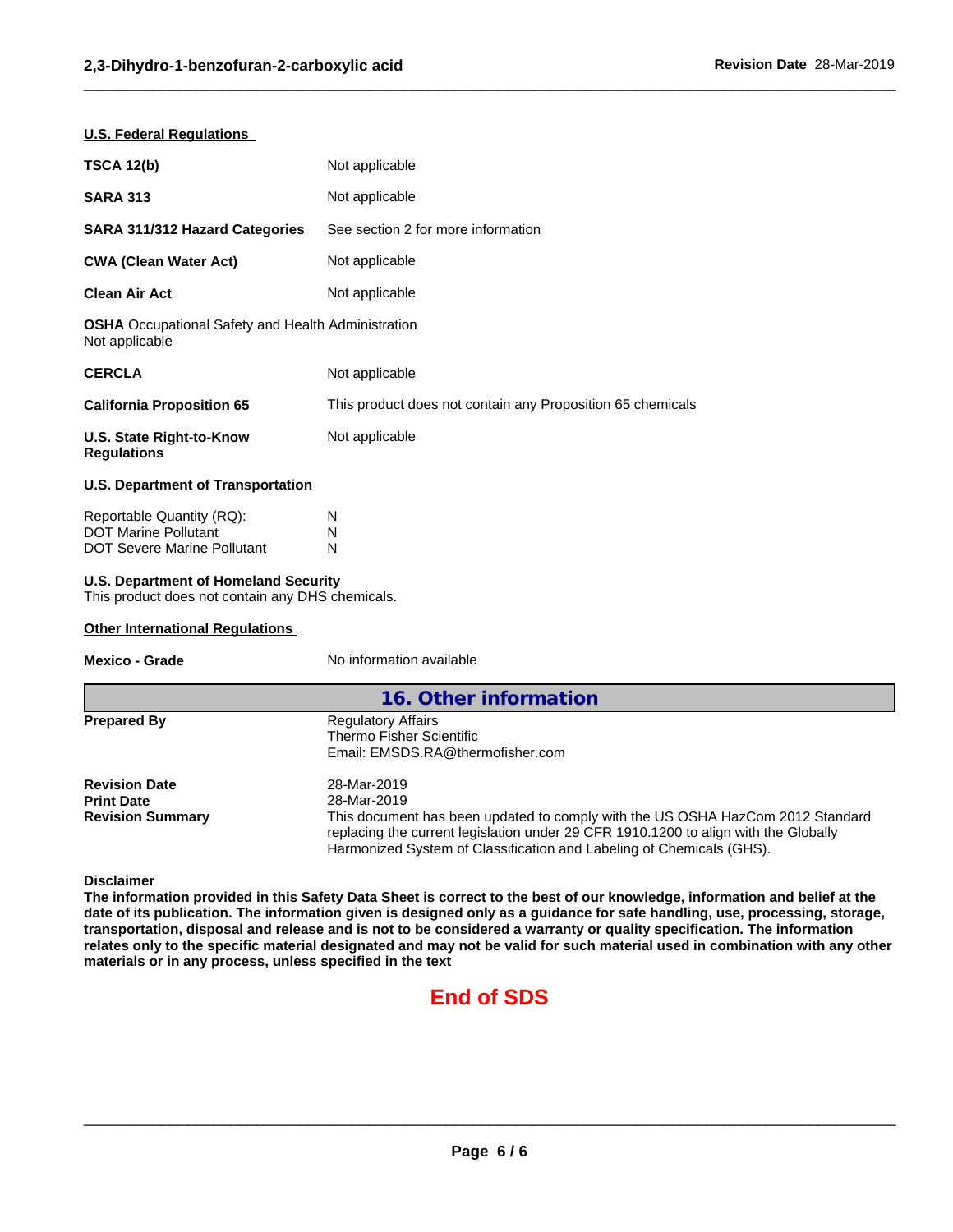### U.S. Federal Regulations

| | |
|---|---|
| **TSCA 12(b)** | Not applicable |
| **SARA 313** | Not applicable |
| **SARA 311/312 Hazard Categories** | See section 2 for more information |
| **CWA (Clean Water Act)** | Not applicable |
| **Clean Air Act** | Not applicable |

**OSHA** Occupational Safety and Health Administration
Not applicable

| | |
|---|---|
| **CERCLA** | Not applicable |
| **California Proposition 65** | This product does not contain any Proposition 65 chemicals |
| **U.S. State Right-to-Know Regulations** | Not applicable |

**U.S. Department of Transportation**

| | |
|---|---|
| Reportable Quantity (RQ): | N |
| DOT Marine Pollutant | N |
| DOT Severe Marine Pollutant | N |

**U.S. Department of Homeland Security**
This product does not contain any DHS chemicals.

### Other International Regulations

| | |
|---|---|
| **Mexico - Grade** | No information available |

## 16. Other information

| | |
|---|---|
| **Prepared By** | Regulatory Affairs<br>Thermo Fisher Scientific<br>Email: EMSDS.RA@thermofisher.com |
| **Revision Date** | 28-Mar-2019 |
| **Print Date** | 28-Mar-2019 |
| **Revision Summary** | This document has been updated to comply with the US OSHA HazCom 2012 Standard replacing the current legislation under 29 CFR 1910.1200 to align with the Globally Harmonized System of Classification and Labeling of Chemicals (GHS). |

**Disclaimer**
**The information provided in this Safety Data Sheet is correct to the best of our knowledge, information and belief at the date of its publication. The information given is designed only as a guidance for safe handling, use, processing, storage, transportation, disposal and release and is not to be considered a warranty or quality specification. The information relates only to the specific material designated and may not be valid for such material used in combination with any other materials or in any process, unless specified in the text**

**End of SDS**